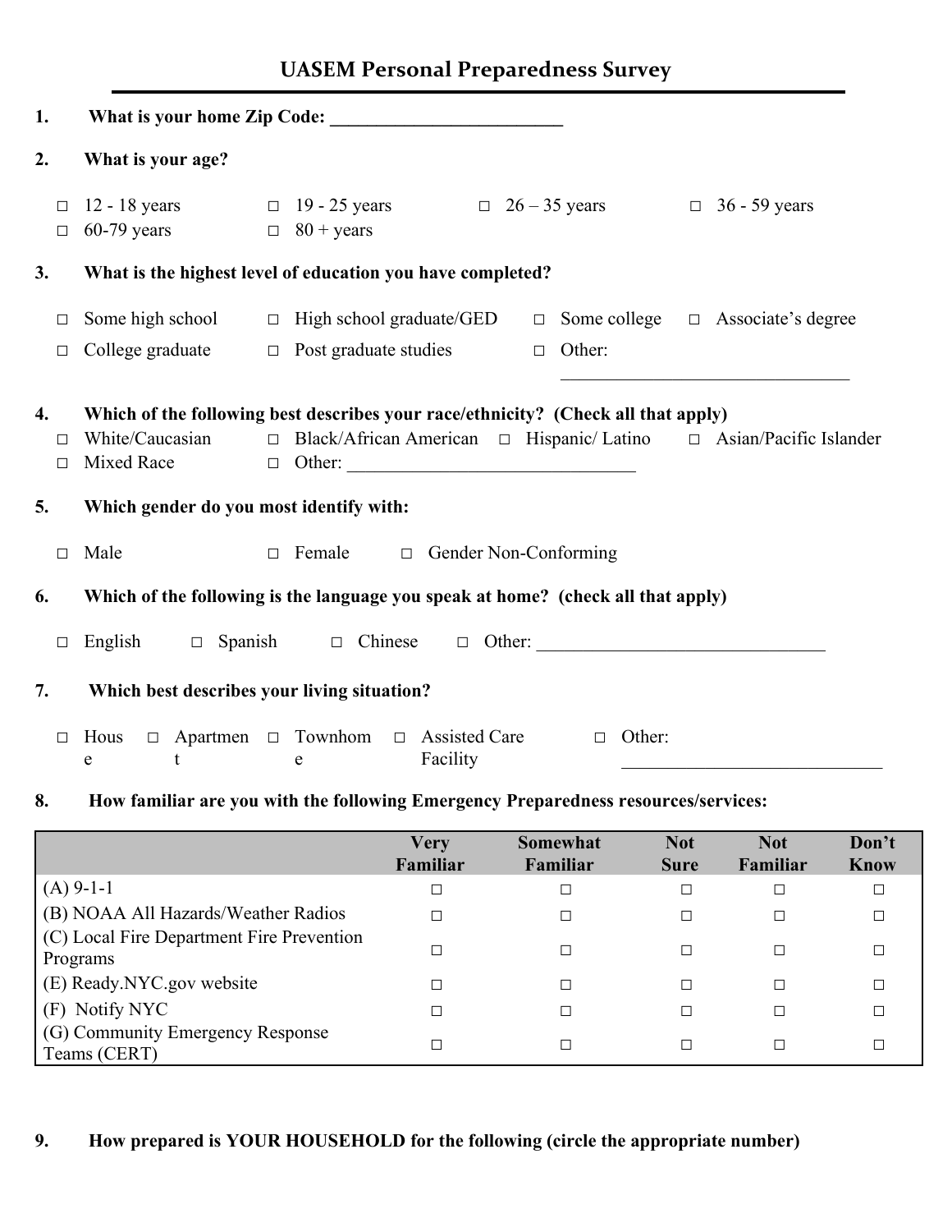# UASEM Personal Preparedness Survey

**1. What is your home Zip Code: ___________________________**

**2. What is your age?**

□ 12 - 18 years □ 19 - 25 years □ 26 – 35 years □ 36 - 59 years
□ 60-79 years □ 80 + years

**3. What is the highest level of education you have completed?**

□ Some high school □ High school graduate/GED □ Some college □ Associate's degree
□ College graduate □ Post graduate studies □ Other: ________________________________

**4. Which of the following best describes your race/ethnicity? (Check all that apply)**

□ White/Caucasian □ Black/African American □ Hispanic/ Latino □ Asian/Pacific Islander
□ Mixed Race □ Other: ________________________________

**5. Which gender do you most identify with:**

□ Male □ Female □ Gender Non-Conforming

**6. Which of the following is the language you speak at home? (check all that apply)**

□ English □ Spanish □ Chinese □ Other: ________________________________

**7. Which best describes your living situation?**

□ House □ Apartment □ Townhome □ Assisted Care Facility □ Other: ____________________________

**8. How familiar are you with the following Emergency Preparedness resources/services:**

| | Very Familiar | Somewhat Familiar | Not Sure | Not Familiar | Don't Know |
|---|---|---|---|---|---|
| (A) 9-1-1 | □ | □ | □ | □ | □ |
| (B) NOAA All Hazards/Weather Radios | □ | □ | □ | □ | □ |
| (C) Local Fire Department Fire Prevention Programs | □ | □ | □ | □ | □ |
| (E) Ready.NYC.gov website | □ | □ | □ | □ | □ |
| (F) Notify NYC | □ | □ | □ | □ | □ |
| (G) Community Emergency Response Teams (CERT) | □ | □ | □ | □ | □ |

**9. How prepared is YOUR HOUSEHOLD for the following (circle the appropriate number)**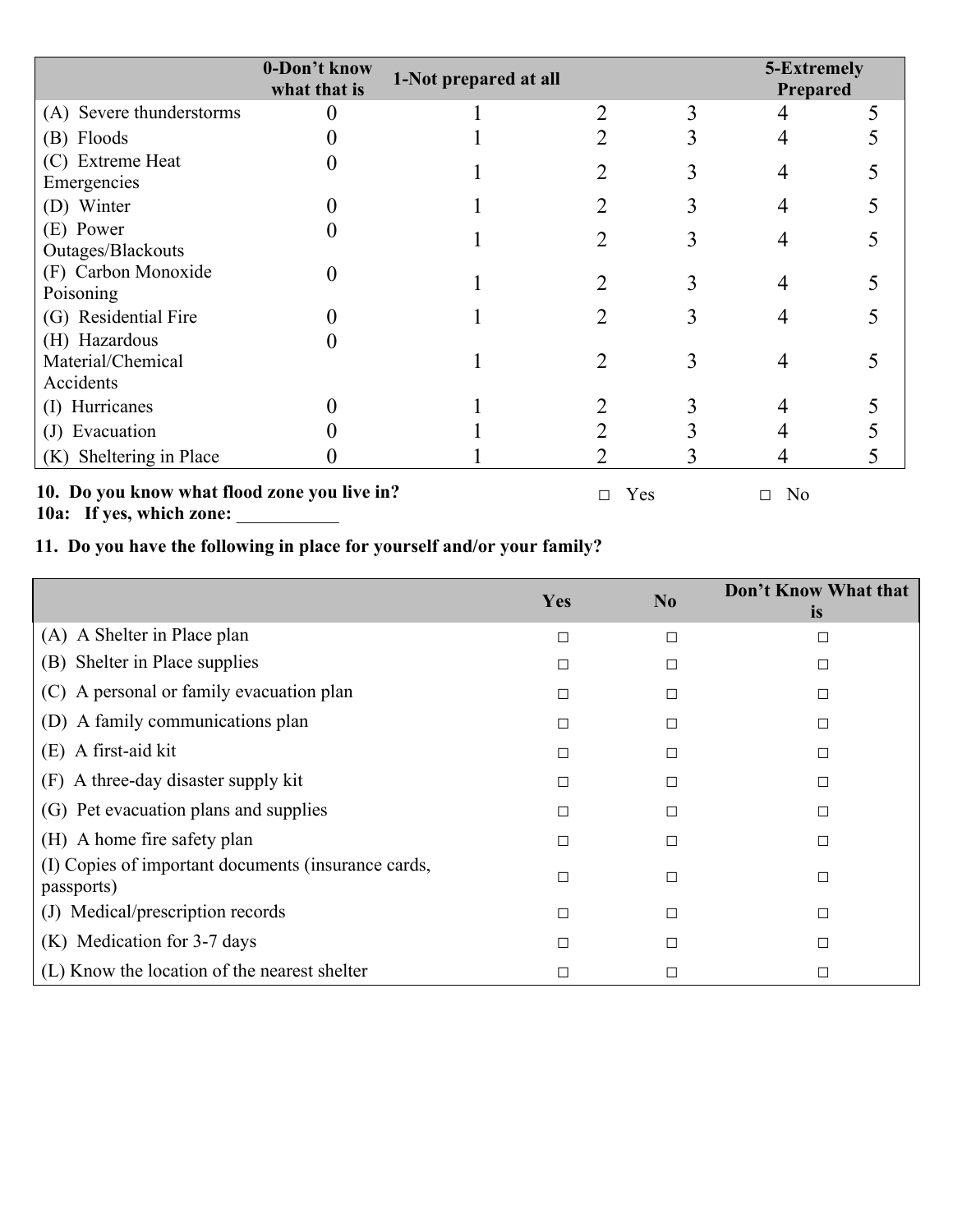| | 0-Don't know what that is | 1-Not prepared at all | | | 5-Extremely Prepared | |
|---|---|---|---|---|---|---|
| (A) Severe thunderstorms | 0 | 1 | 2 | 3 | 4 | 5 |
| (B) Floods | 0 | 1 | 2 | 3 | 4 | 5 |
| (C) Extreme Heat Emergencies | 0 | 1 | 2 | 3 | 4 | 5 |
| (D) Winter | 0 | 1 | 2 | 3 | 4 | 5 |
| (E) Power Outages/Blackouts | 0 | 1 | 2 | 3 | 4 | 5 |
| (F) Carbon Monoxide Poisoning | 0 | 1 | 2 | 3 | 4 | 5 |
| (G) Residential Fire | 0 | 1 | 2 | 3 | 4 | 5 |
| (H) Hazardous Material/Chemical Accidents | 0 | 1 | 2 | 3 | 4 | 5 |
| (I) Hurricanes | 0 | 1 | 2 | 3 | 4 | 5 |
| (J) Evacuation | 0 | 1 | 2 | 3 | 4 | 5 |
| (K) Sheltering in Place | 0 | 1 | 2 | 3 | 4 | 5 |

**10. Do you know what flood zone you live in?** □ Yes □ No

**10a: If yes, which zone:** ___________

**11. Do you have the following in place for yourself and/or your family?**

| | Yes | No | Don't Know What that is |
|---|---|---|---|
| (A) A Shelter in Place plan | □ | □ | □ |
| (B) Shelter in Place supplies | □ | □ | □ |
| (C) A personal or family evacuation plan | □ | □ | □ |
| (D) A family communications plan | □ | □ | □ |
| (E) A first-aid kit | □ | □ | □ |
| (F) A three-day disaster supply kit | □ | □ | □ |
| (G) Pet evacuation plans and supplies | □ | □ | □ |
| (H) A home fire safety plan | □ | □ | □ |
| (I) Copies of important documents (insurance cards, passports) | □ | □ | □ |
| (J) Medical/prescription records | □ | □ | □ |
| (K) Medication for 3-7 days | □ | □ | □ |
| (L) Know the location of the nearest shelter | □ | □ | □ |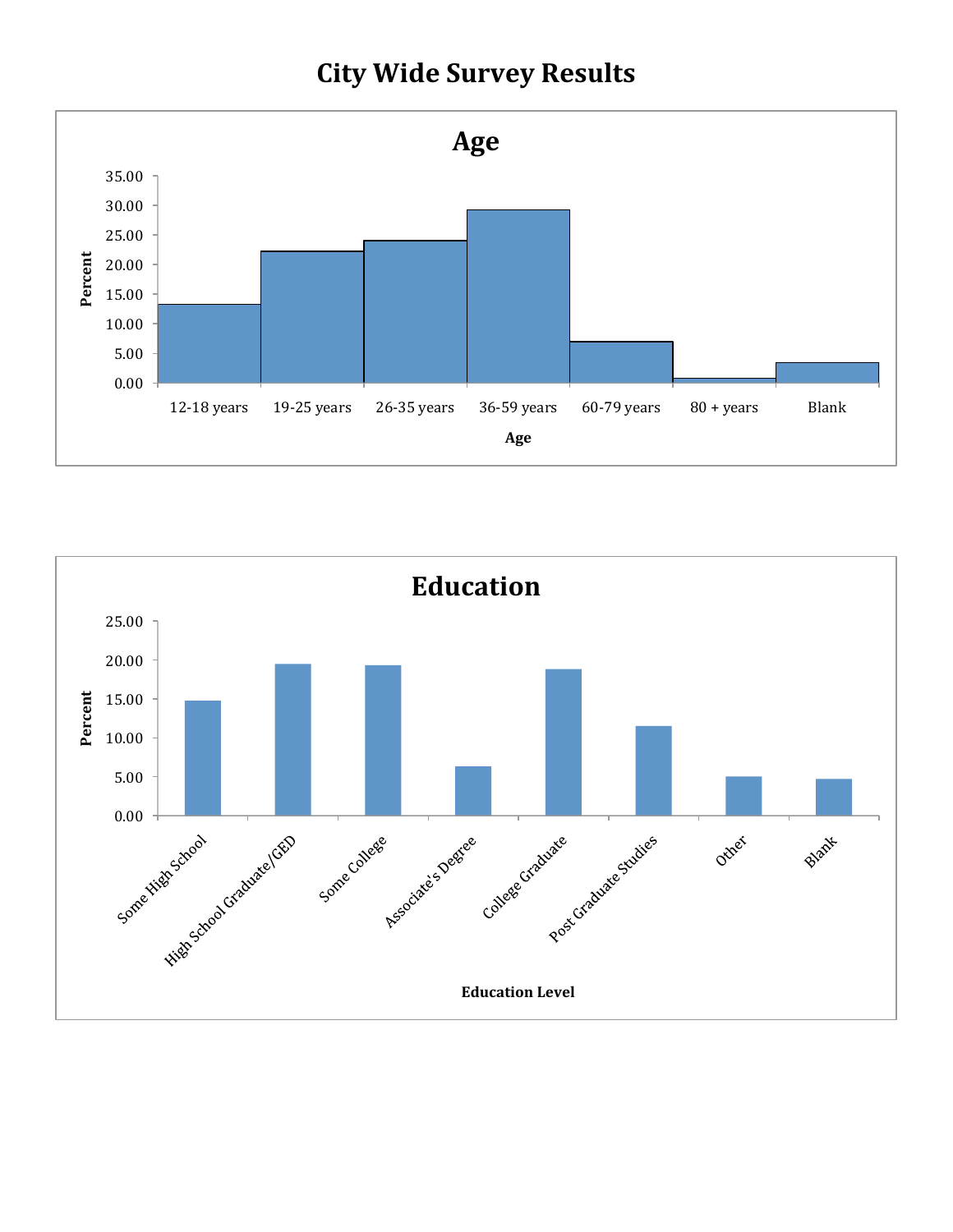# City Wide Survey Results

## Age

Percent (y-axis: 0.00 – 35.00)

Age (x-axis): 12-18 years, 19-25 years, 26-35 years, 36-59 years, 60-79 years, 80 + years, Blank

## Education

Percent (y-axis: 0.00 – 25.00)

Education Level (x-axis): Some High School, High School Graduate/GED, Some College, Associate's Degree, College Graduate, Post Graduate Studies, Other, Blank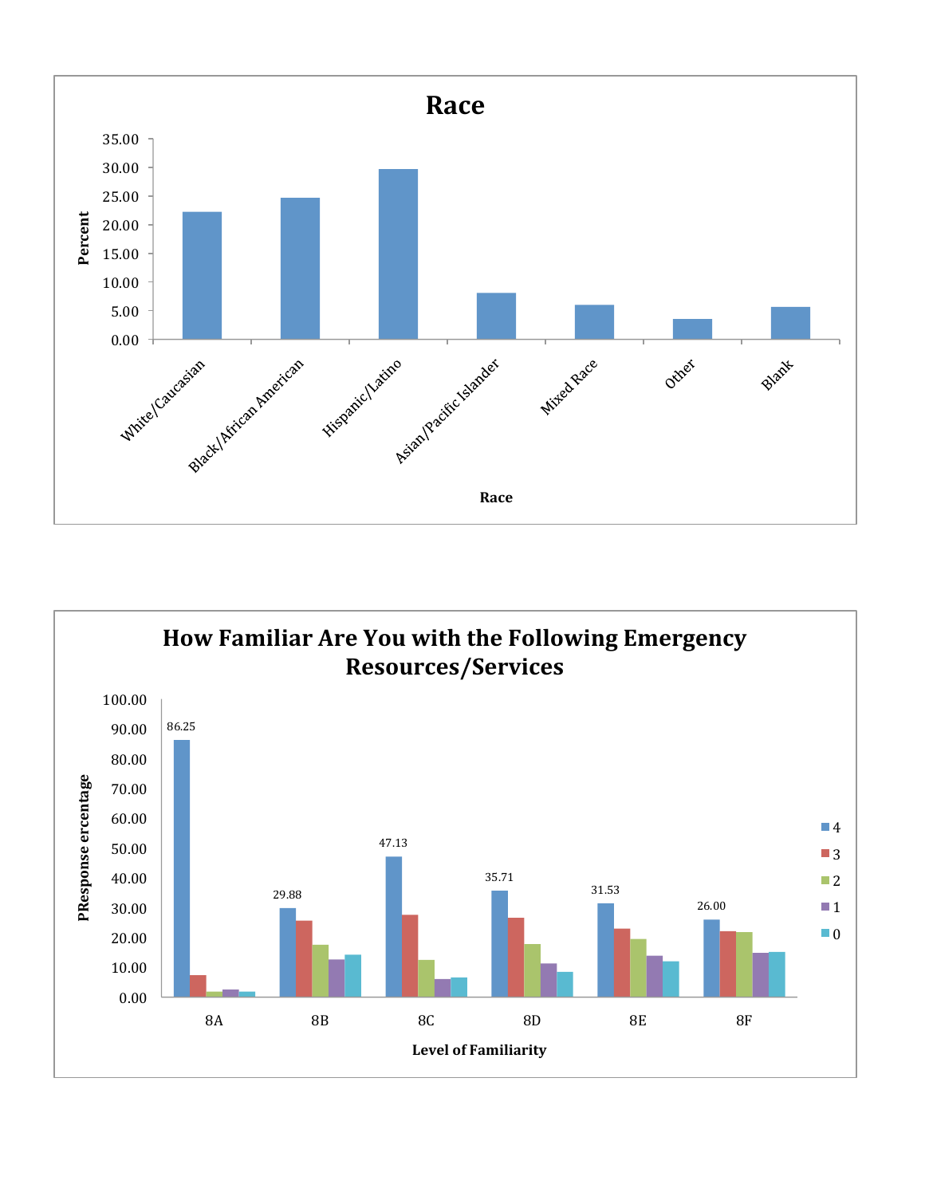## Race

| Race | Percent |
| --- | --- |
| White/Caucasian | |
| Black/African American | |
| Hispanic/Latino | |
| Asian/Pacific Islander | |
| Mixed Race | |
| Other | |
| Blank | |

Percent (y-axis): 0.00, 5.00, 10.00, 15.00, 20.00, 25.00, 30.00, 35.00

Race (x-axis)

## How Familiar Are You with the Following Emergency Resources/Services

| Level of Familiarity | 4 | 3 | 2 | 1 | 0 |
| --- | --- | --- | --- | --- | --- |
| 8A | 86.25 | | | | |
| 8B | 29.88 | | | | |
| 8C | 47.13 | | | | |
| 8D | 35.71 | | | | |
| 8E | 31.53 | | | | |
| 8F | 26.00 | | | | |

PResponse ercentage (y-axis): 0.00, 10.00, 20.00, 30.00, 40.00, 50.00, 60.00, 70.00, 80.00, 90.00, 100.00

Level of Familiarity (x-axis)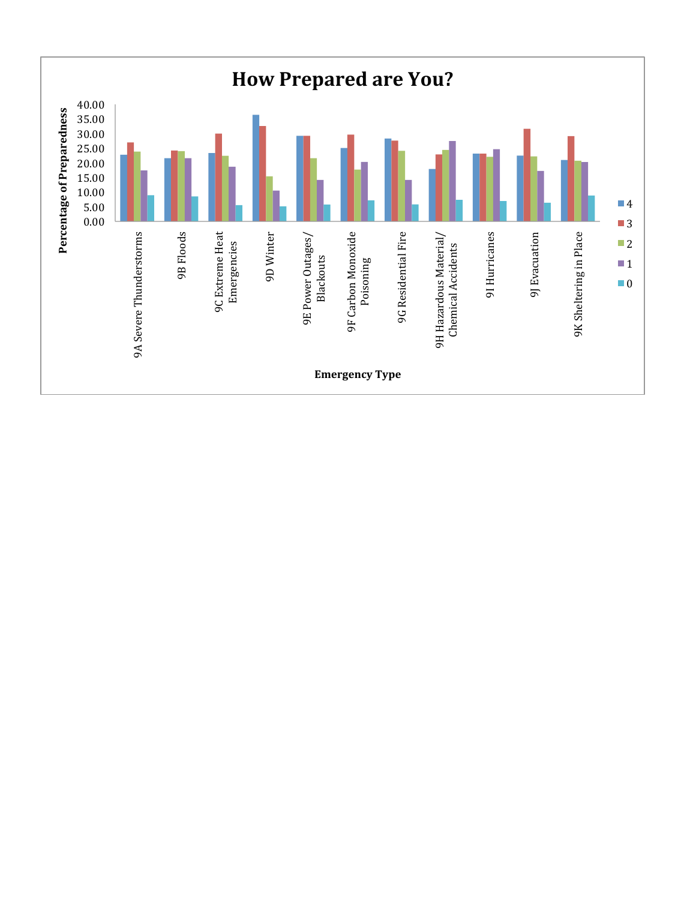# How Prepared are You?

Percentage of Preparedness

40.00
35.00
30.00
25.00
20.00
15.00
10.00
5.00
0.00

9A Severe Thunderstorms
9B Floods
9C Extreme Heat Emergencies
9D Winter
9E Power Outages/ Blackouts
9F Carbon Monoxide Poisoning
9G Residential Fire
9H Hazardous Material/ Chemical Accidents
9I Hurricanes
9J Evacuation
9K Sheltering in Place

Emergency Type

4
3
2
1
0